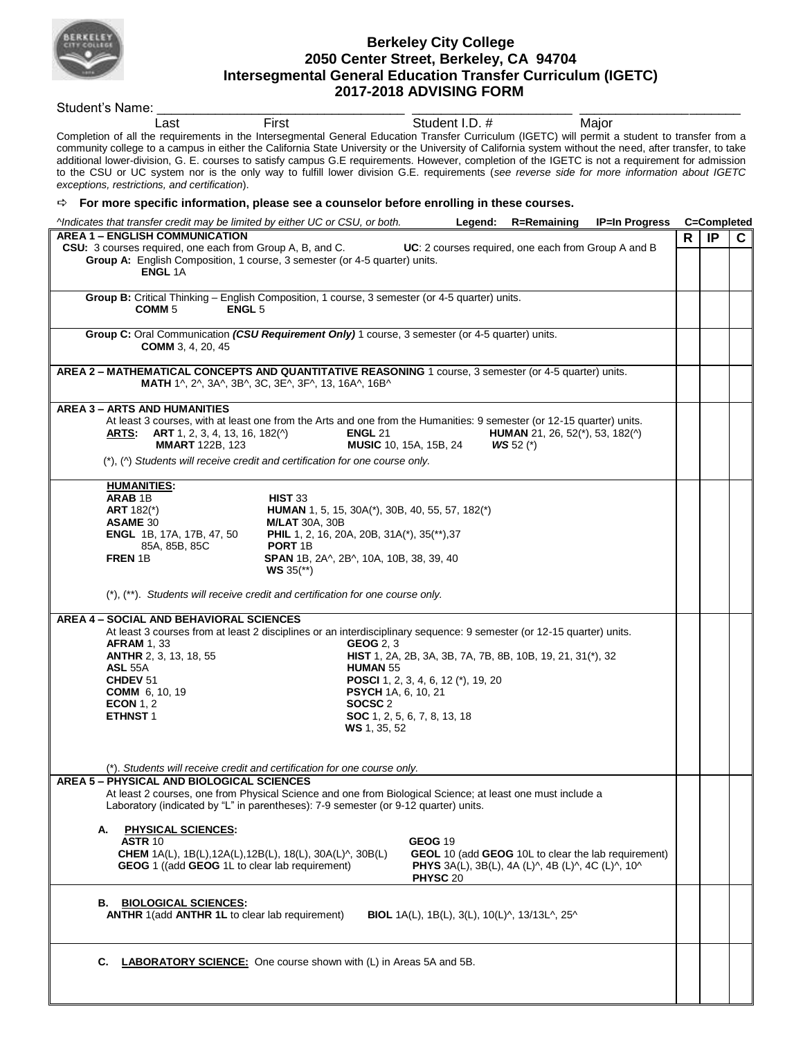# Berkeley City College
## 2050 Center Street, Berkeley, CA 94704
## Intersegmental General Education Transfer Curriculum (IGETC)
## 2017-2018 ADVISING FORM

Student's Name: ______________________________ ______________________ ______________________

Last First Student I.D. # Major

Completion of all the requirements in the Intersegmental General Education Transfer Curriculum (IGETC) will permit a student to transfer from a community college to a campus in either the California State University or the University of California system without the need, after transfer, to take additional lower-division, G. E. courses to satisfy campus G.E requirements. However, completion of the IGETC is not a requirement for admission to the CSU or UC system nor is the only way to fulfill lower division G.E. requirements (*see reverse side for more information about IGETC exceptions, restrictions, and certification*).

⇨ **For more specific information, please see a counselor before enrolling in these courses.**

*^Indicates that transfer credit may be limited by either UC or CSU, or both.* **Legend: R=Remaining IP=In Progress C=Completed**

| Requirement | R | IP | C |
|---|---|---|---|
| **AREA 1 – ENGLISH COMMUNICATION**<br>**CSU:** 3 courses required, one each from Group A, B, and C. **UC**: 2 courses required, one each from Group A and B<br>**Group A:** English Composition, 1 course, 3 semester (or 4-5 quarter) units.<br>**ENGL** 1A | | | |
| **Group B:** Critical Thinking – English Composition, 1 course, 3 semester (or 4-5 quarter) units.<br>**COMM** 5 **ENGL** 5 | | | |
| **Group C:** Oral Communication ***(CSU Requirement Only)*** 1 course, 3 semester (or 4-5 quarter) units.<br>**COMM** 3, 4, 20, 45 | | | |
| **AREA 2 – MATHEMATICAL CONCEPTS AND QUANTITATIVE REASONING** 1 course, 3 semester (or 4-5 quarter) units.<br>**MATH** 1^, 2^, 3A^, 3B^, 3C, 3E^, 3F^, 13, 16A^, 16B^ | | | |
| **AREA 3 – ARTS AND HUMANITIES**<br>At least 3 courses, with at least one from the Arts and one from the Humanities: 9 semester (or 12-15 quarter) units.<br>**ARTS: ART** 1, 2, 3, 4, 13, 16, 182(^); **ENGL** 21; **HUMAN** 21, 26, 52(*), 53, 182(^); **MMART** 122B, 123; **MUSIC** 10, 15A, 15B, 24; ***WS*** 52 (*)<br>(*), (^) *Students will receive credit and certification for one course only.* | | | |
| **HUMANITIES:**<br>**ARAB** 1B<br>**ART** 182(*)<br>**ASAME** 30<br>**ENGL** 1B, 17A, 17B, 47, 50, 85A, 85B, 85C<br>**FREN** 1B<br>**HIST** 33<br>**HUMAN** 1, 5, 15, 30A(*), 30B, 40, 55, 57, 182(*)<br>**M/LAT** 30A, 30B<br>**PHIL** 1, 2, 16, 20A, 20B, 31A(*), 35(**),37<br>**PORT** 1B<br>**SPAN** 1B, 2A^, 2B^, 10A, 10B, 38, 39, 40<br>**WS** 35(**)<br>(*), (**). *Students will receive credit and certification for one course only.* | | | |
| **AREA 4 – SOCIAL AND BEHAVIORAL SCIENCES**<br>At least 3 courses from at least 2 disciplines or an interdisciplinary sequence: 9 semester (or 12-15 quarter) units.<br>**AFRAM** 1, 33<br>**ANTHR** 2, 3, 13, 18, 55<br>**ASL** 55A<br>**CHDEV** 51<br>**COMM** 6, 10, 19<br>**ECON** 1, 2<br>**ETHNST** 1<br>**GEOG** 2, 3<br>**HIST** 1, 2A, 2B, 3A, 3B, 7A, 7B, 8B, 10B, 19, 21, 31(*), 32<br>**HUMAN** 55<br>**POSCI** 1, 2, 3, 4, 6, 12 (*), 19, 20<br>**PSYCH** 1A, 6, 10, 21<br>**SOCSC** 2<br>**SOC** 1, 2, 5, 6, 7, 8, 13, 18<br>**WS** 1, 35, 52<br>(*). *Students will receive credit and certification for one course only.* | | | |
| **AREA 5 – PHYSICAL AND BIOLOGICAL SCIENCES**<br>At least 2 courses, one from Physical Science and one from Biological Science; at least one must include a Laboratory (indicated by "L" in parentheses): 7-9 semester (or 9-12 quarter) units.<br>**A. PHYSICAL SCIENCES:**<br>**ASTR** 10<br>**CHEM** 1A(L), 1B(L),12A(L),12B(L), 18(L), 30A(L)^, 30B(L)<br>**GEOG** 1 ((add **GEOG** 1L to clear lab requirement)<br>**GEOG** 19<br>**GEOL** 10 (add **GEOG** 10L to clear the lab requirement)<br>**PHYS** 3A(L), 3B(L), 4A (L)^, 4B (L)^, 4C (L)^, 10^<br>**PHYSC** 20 | | | |
| **B. BIOLOGICAL SCIENCES:**<br>**ANTHR** 1(add **ANTHR 1L** to clear lab requirement)<br>**BIOL** 1A(L), 1B(L), 3(L), 10(L)^, 13/13L^, 25^ | | | |
| **C. LABORATORY SCIENCE:** One course shown with (L) in Areas 5A and 5B. | | | |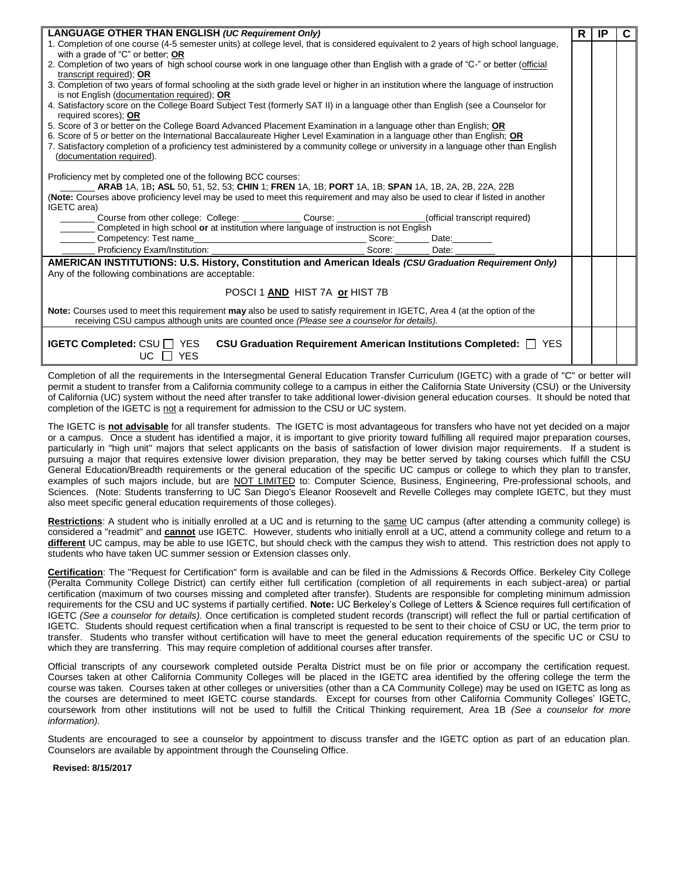| LANGUAGE OTHER THAN ENGLISH *(UC Requirement Only)* | R | IP | C |
| --- | --- | --- | --- |
| 1. Completion of one course (4-5 semester units) at college level, that is considered equivalent to 2 years of high school language, with a grade of "C" or better; **OR**<br>2. Completion of two years of high school course work in one language other than English with a grade of "C-" or better (official transcript required); **OR**<br>3. Completion of two years of formal schooling at the sixth grade level or higher in an institution where the language of instruction is not English (documentation required); **OR**<br>4. Satisfactory score on the College Board Subject Test (formerly SAT II) in a language other than English (see a Counselor for required scores); **OR**<br>5. Score of 3 or better on the College Board Advanced Placement Examination in a language other than English; **OR**<br>6. Score of 5 or better on the International Baccalaureate Higher Level Examination in a language other than English; **OR**<br>7. Satisfactory completion of a proficiency test administered by a community college or university in a language other than English (documentation required).<br><br>Proficiency met by completed one of the following BCC courses:<br>_______ **ARAB** 1A, 1B**; ASL** 50, 51, 52, 53; **CHIN** 1; **FREN** 1A, 1B; **PORT** 1A, 1B; **SPAN** 1A, 1B, 2A, 2B, 22A, 22B<br>(**Note:** Courses above proficiency level may be used to meet this requirement and may also be used to clear if listed in another IGETC area)<br>_______ Course from other college: College: ____________ Course: __________________(official transcript required)<br>_______ Completed in high school **or** at institution where language of instruction is not English<br>_______ Competency: Test name___________________________________ Score:_______ Date:________<br>_______ Proficiency Exam/Institution: _______________________________ Score: _______ Date: ________ | | | |
| **AMERICAN INSTITUTIONS: U.S. History, Constitution and American Ideals** ***(CSU Graduation Requirement Only)***<br>Any of the following combinations are acceptable:<br><br>POSCI 1 **AND** HIST 7A **or** HIST 7B<br><br>**Note:** Courses used to meet this requirement **may** also be used to satisfy requirement in IGETC, Area 4 (at the option of the receiving CSU campus although units are counted once *(Please see a counselor for details).* | | | |
| **IGETC Completed:** CSU ☐ YES UC ☐ YES **CSU Graduation Requirement American Institutions Completed:** ☐ YES | | | |

Completion of all the requirements in the Intersegmental General Education Transfer Curriculum (IGETC) with a grade of "C" or better will permit a student to transfer from a California community college to a campus in either the California State University (CSU) or the University of California (UC) system without the need after transfer to take additional lower-division general education courses. It should be noted that completion of the IGETC is not a requirement for admission to the CSU or UC system.

The IGETC is **not advisable** for all transfer students. The IGETC is most advantageous for transfers who have not yet decided on a major or a campus. Once a student has identified a major, it is important to give priority toward fulfilling all required major preparation courses, particularly in "high unit" majors that select applicants on the basis of satisfaction of lower division major requirements. If a student is pursuing a major that requires extensive lower division preparation, they may be better served by taking courses which fulfill the CSU General Education/Breadth requirements or the general education of the specific UC campus or college to which they plan to transfer, examples of such majors include, but are NOT LIMITED to: Computer Science, Business, Engineering, Pre-professional schools, and Sciences. (Note: Students transferring to UC San Diego's Eleanor Roosevelt and Revelle Colleges may complete IGETC, but they must also meet specific general education requirements of those colleges).

**Restrictions**: A student who is initially enrolled at a UC and is returning to the same UC campus (after attending a community college) is considered a "readmit" and **cannot** use IGETC. However, students who initially enroll at a UC, attend a community college and return to a **different** UC campus, may be able to use IGETC, but should check with the campus they wish to attend. This restriction does not apply to students who have taken UC summer session or Extension classes only.

**Certification**: The "Request for Certification" form is available and can be filed in the Admissions & Records Office. Berkeley City College (Peralta Community College District) can certify either full certification (completion of all requirements in each subject-area) or partial certification (maximum of two courses missing and completed after transfer). Students are responsible for completing minimum admission requirements for the CSU and UC systems if partially certified. **Note:** UC Berkeley's College of Letters & Science requires full certification of IGETC *(See a counselor for details).* Once certification is completed student records (transcript) will reflect the full or partial certification of IGETC. Students should request certification when a final transcript is requested to be sent to their choice of CSU or UC, the term prior to transfer. Students who transfer without certification will have to meet the general education requirements of the specific UC or CSU to which they are transferring. This may require completion of additional courses after transfer.

Official transcripts of any coursework completed outside Peralta District must be on file prior or accompany the certification request. Courses taken at other California Community Colleges will be placed in the IGETC area identified by the offering college the term the course was taken. Courses taken at other colleges or universities (other than a CA Community College) may be used on IGETC as long as the courses are determined to meet IGETC course standards. Except for courses from other California Community Colleges' IGETC, coursework from other institutions will not be used to fulfill the Critical Thinking requirement, Area 1B *(See a counselor for more information).*

Students are encouraged to see a counselor by appointment to discuss transfer and the IGETC option as part of an education plan. Counselors are available by appointment through the Counseling Office.

**Revised: 8/15/2017**